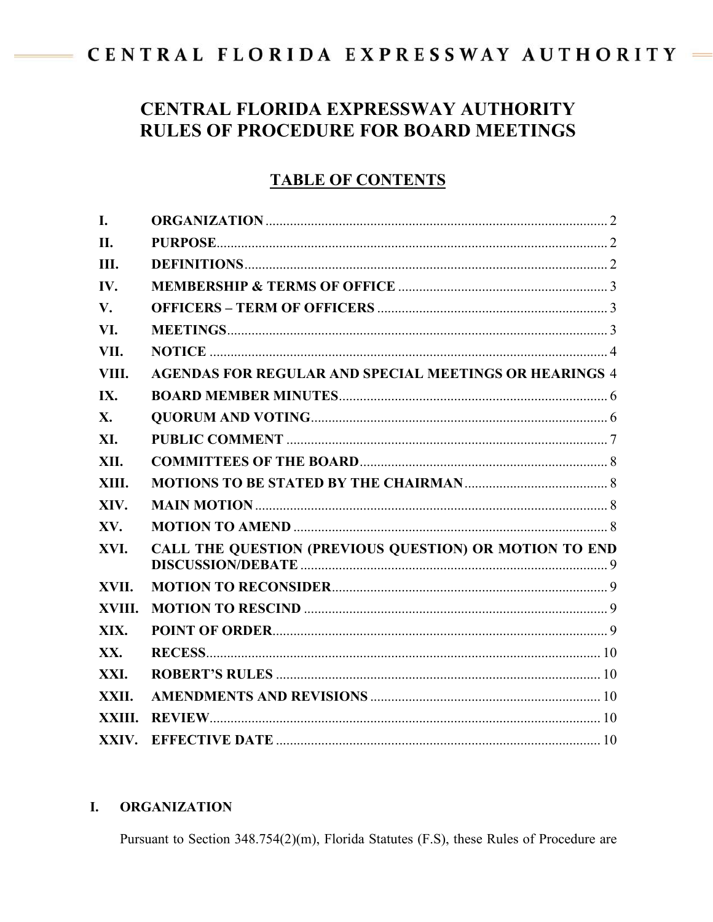# CENTRAL FLORIDA EXPRESSWAY AUTHORITY RULES OF PROCEDURE FOR BOARD MEETINGS

## TABLE OF CONTENTS

| | | |
|---|---|---|
| I. | ORGANIZATION | 2 |
| II. | PURPOSE | 2 |
| III. | DEFINITIONS | 2 |
| IV. | MEMBERSHIP & TERMS OF OFFICE | 3 |
| V. | OFFICERS – TERM OF OFFICERS | 3 |
| VI. | MEETINGS | 3 |
| VII. | NOTICE | 4 |
| VIII. | AGENDAS FOR REGULAR AND SPECIAL MEETINGS OR HEARINGS | 4 |
| IX. | BOARD MEMBER MINUTES | 6 |
| X. | QUORUM AND VOTING | 6 |
| XI. | PUBLIC COMMENT | 7 |
| XII. | COMMITTEES OF THE BOARD | 8 |
| XIII. | MOTIONS TO BE STATED BY THE CHAIRMAN | 8 |
| XIV. | MAIN MOTION | 8 |
| XV. | MOTION TO AMEND | 8 |
| XVI. | CALL THE QUESTION (PREVIOUS QUESTION) OR MOTION TO END DISCUSSION/DEBATE | 9 |
| XVII. | MOTION TO RECONSIDER | 9 |
| XVIII. | MOTION TO RESCIND | 9 |
| XIX. | POINT OF ORDER | 9 |
| XX. | RECESS | 10 |
| XXI. | ROBERT'S RULES | 10 |
| XXII. | AMENDMENTS AND REVISIONS | 10 |
| XXIII. | REVIEW | 10 |
| XXIV. | EFFECTIVE DATE | 10 |

## I. ORGANIZATION

Pursuant to Section 348.754(2)(m), Florida Statutes (F.S), these Rules of Procedure are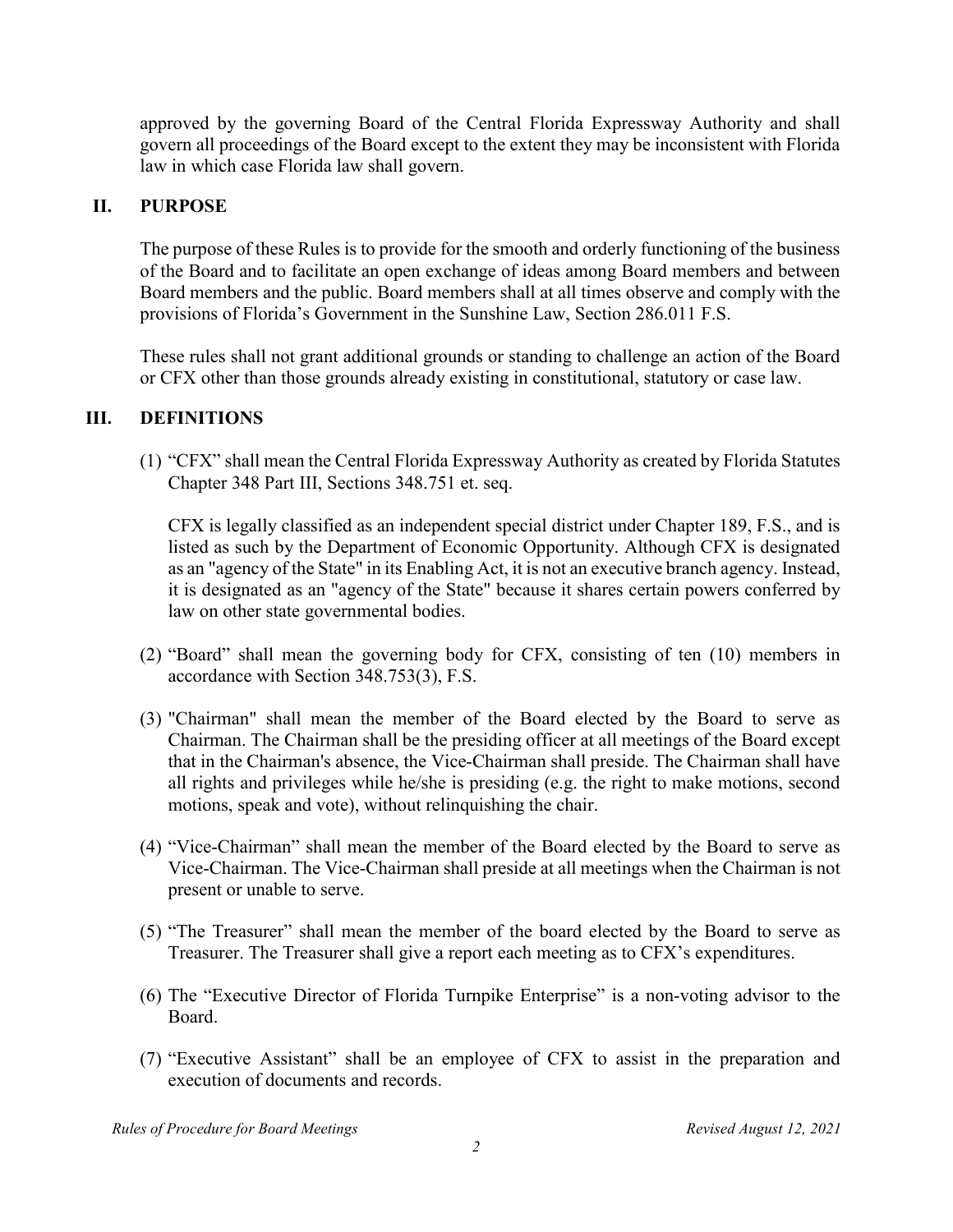approved by the governing Board of the Central Florida Expressway Authority and shall govern all proceedings of the Board except to the extent they may be inconsistent with Florida law in which case Florida law shall govern.

## II. PURPOSE

The purpose of these Rules is to provide for the smooth and orderly functioning of the business of the Board and to facilitate an open exchange of ideas among Board members and between Board members and the public. Board members shall at all times observe and comply with the provisions of Florida's Government in the Sunshine Law, Section 286.011 F.S.

These rules shall not grant additional grounds or standing to challenge an action of the Board or CFX other than those grounds already existing in constitutional, statutory or case law.

## III. DEFINITIONS

(1) "CFX" shall mean the Central Florida Expressway Authority as created by Florida Statutes Chapter 348 Part III, Sections 348.751 et. seq.

CFX is legally classified as an independent special district under Chapter 189, F.S., and is listed as such by the Department of Economic Opportunity. Although CFX is designated as an "agency of the State" in its Enabling Act, it is not an executive branch agency. Instead, it is designated as an "agency of the State" because it shares certain powers conferred by law on other state governmental bodies.

(2) "Board" shall mean the governing body for CFX, consisting of ten (10) members in accordance with Section 348.753(3), F.S.

(3) "Chairman" shall mean the member of the Board elected by the Board to serve as Chairman. The Chairman shall be the presiding officer at all meetings of the Board except that in the Chairman's absence, the Vice-Chairman shall preside. The Chairman shall have all rights and privileges while he/she is presiding (e.g. the right to make motions, second motions, speak and vote), without relinquishing the chair.

(4) "Vice-Chairman" shall mean the member of the Board elected by the Board to serve as Vice-Chairman. The Vice-Chairman shall preside at all meetings when the Chairman is not present or unable to serve.

(5) "The Treasurer" shall mean the member of the board elected by the Board to serve as Treasurer. The Treasurer shall give a report each meeting as to CFX's expenditures.

(6) The "Executive Director of Florida Turnpike Enterprise" is a non-voting advisor to the Board.

(7) "Executive Assistant" shall be an employee of CFX to assist in the preparation and execution of documents and records.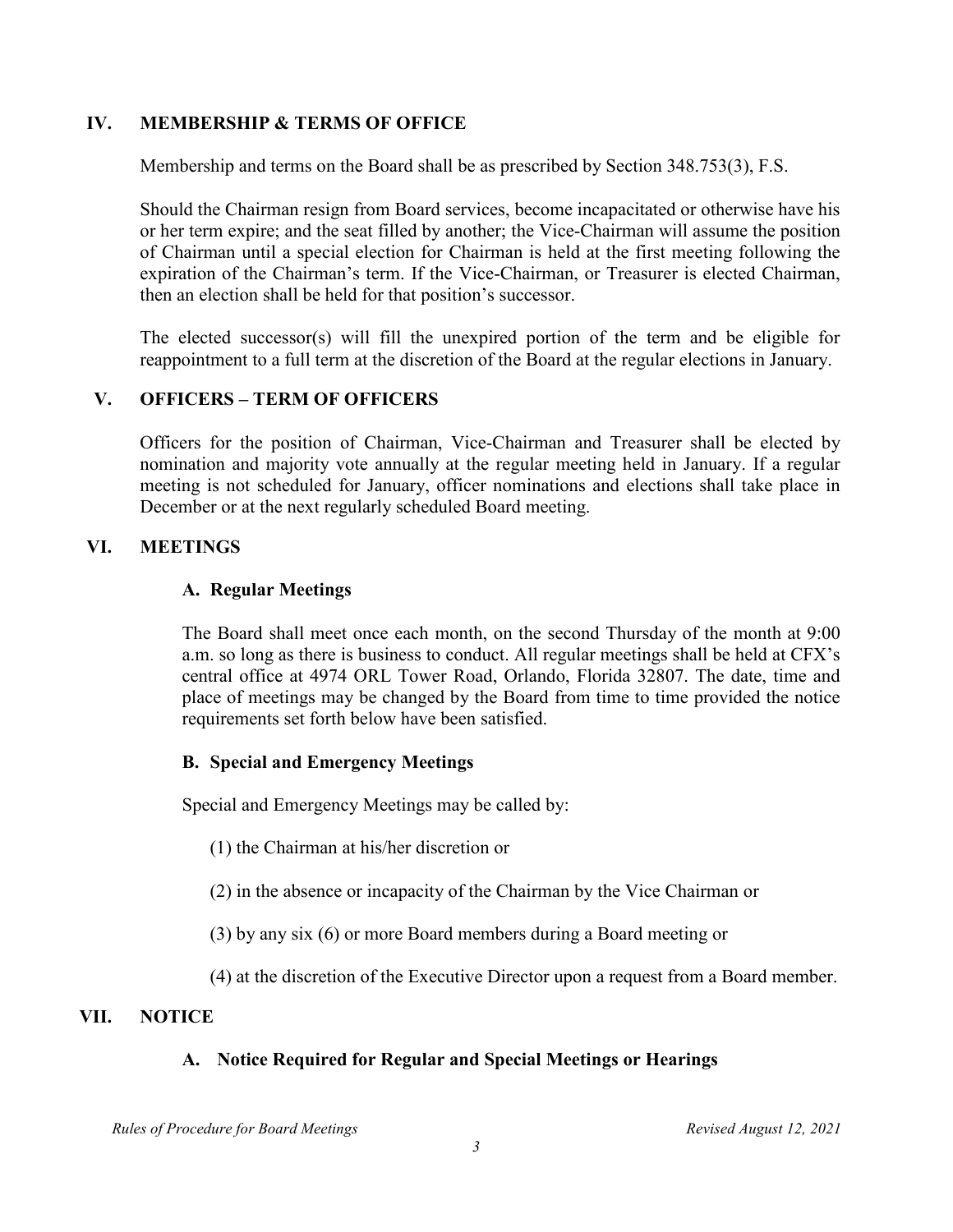## IV. MEMBERSHIP & TERMS OF OFFICE

Membership and terms on the Board shall be as prescribed by Section 348.753(3), F.S.

Should the Chairman resign from Board services, become incapacitated or otherwise have his or her term expire; and the seat filled by another; the Vice-Chairman will assume the position of Chairman until a special election for Chairman is held at the first meeting following the expiration of the Chairman's term. If the Vice-Chairman, or Treasurer is elected Chairman, then an election shall be held for that position's successor.

The elected successor(s) will fill the unexpired portion of the term and be eligible for reappointment to a full term at the discretion of the Board at the regular elections in January.

## V. OFFICERS – TERM OF OFFICERS

Officers for the position of Chairman, Vice-Chairman and Treasurer shall be elected by nomination and majority vote annually at the regular meeting held in January. If a regular meeting is not scheduled for January, officer nominations and elections shall take place in December or at the next regularly scheduled Board meeting.

## VI. MEETINGS

### A. Regular Meetings

The Board shall meet once each month, on the second Thursday of the month at 9:00 a.m. so long as there is business to conduct. All regular meetings shall be held at CFX's central office at 4974 ORL Tower Road, Orlando, Florida 32807. The date, time and place of meetings may be changed by the Board from time to time provided the notice requirements set forth below have been satisfied.

### B. Special and Emergency Meetings

Special and Emergency Meetings may be called by:

(1) the Chairman at his/her discretion or

(2) in the absence or incapacity of the Chairman by the Vice Chairman or

(3) by any six (6) or more Board members during a Board meeting or

(4) at the discretion of the Executive Director upon a request from a Board member.

## VII. NOTICE

### A. Notice Required for Regular and Special Meetings or Hearings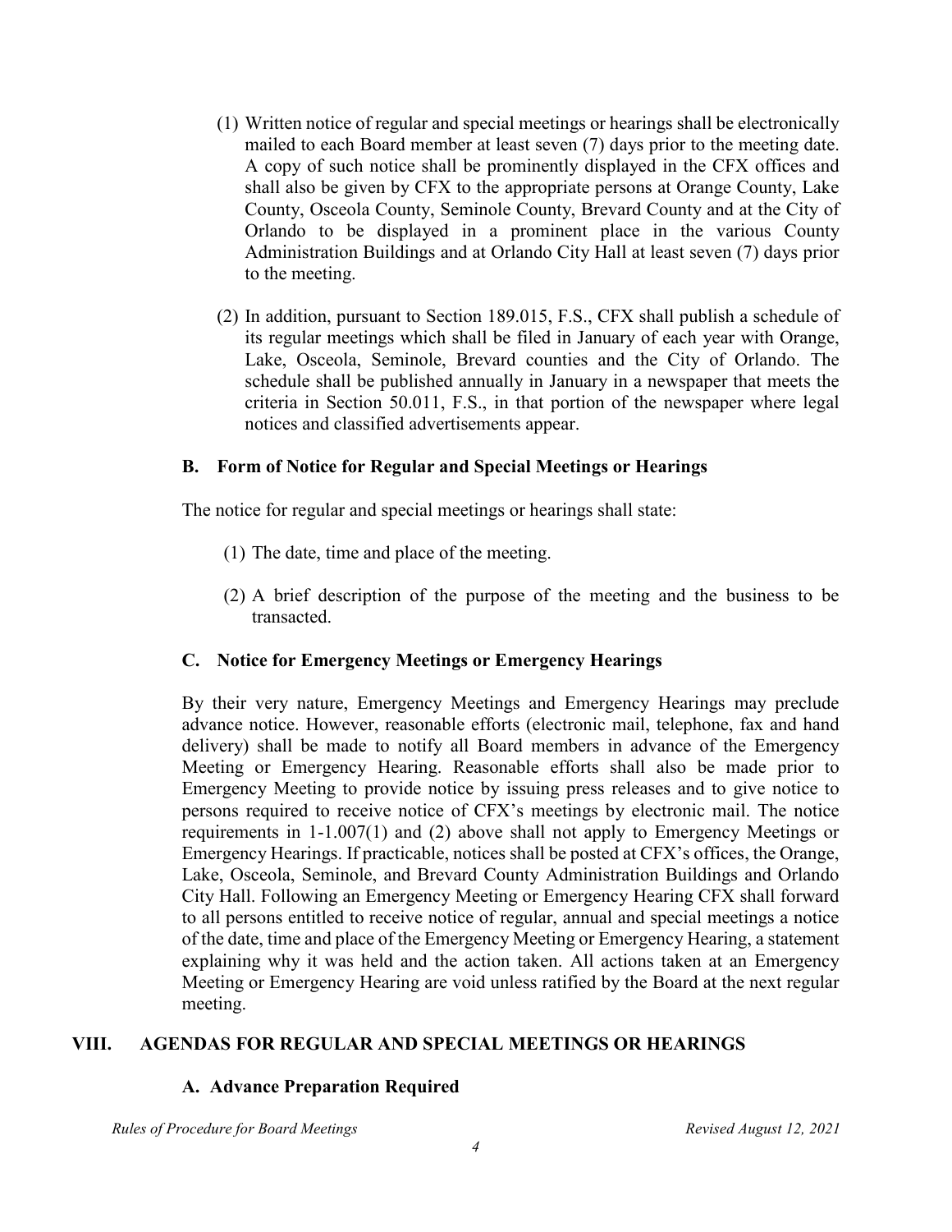(1) Written notice of regular and special meetings or hearings shall be electronically mailed to each Board member at least seven (7) days prior to the meeting date. A copy of such notice shall be prominently displayed in the CFX offices and shall also be given by CFX to the appropriate persons at Orange County, Lake County, Osceola County, Seminole County, Brevard County and at the City of Orlando to be displayed in a prominent place in the various County Administration Buildings and at Orlando City Hall at least seven (7) days prior to the meeting.

(2) In addition, pursuant to Section 189.015, F.S., CFX shall publish a schedule of its regular meetings which shall be filed in January of each year with Orange, Lake, Osceola, Seminole, Brevard counties and the City of Orlando. The schedule shall be published annually in January in a newspaper that meets the criteria in Section 50.011, F.S., in that portion of the newspaper where legal notices and classified advertisements appear.

### B. Form of Notice for Regular and Special Meetings or Hearings

The notice for regular and special meetings or hearings shall state:

(1) The date, time and place of the meeting.

(2) A brief description of the purpose of the meeting and the business to be transacted.

### C. Notice for Emergency Meetings or Emergency Hearings

By their very nature, Emergency Meetings and Emergency Hearings may preclude advance notice. However, reasonable efforts (electronic mail, telephone, fax and hand delivery) shall be made to notify all Board members in advance of the Emergency Meeting or Emergency Hearing. Reasonable efforts shall also be made prior to Emergency Meeting to provide notice by issuing press releases and to give notice to persons required to receive notice of CFX's meetings by electronic mail. The notice requirements in 1-1.007(1) and (2) above shall not apply to Emergency Meetings or Emergency Hearings. If practicable, notices shall be posted at CFX's offices, the Orange, Lake, Osceola, Seminole, and Brevard County Administration Buildings and Orlando City Hall. Following an Emergency Meeting or Emergency Hearing CFX shall forward to all persons entitled to receive notice of regular, annual and special meetings a notice of the date, time and place of the Emergency Meeting or Emergency Hearing, a statement explaining why it was held and the action taken. All actions taken at an Emergency Meeting or Emergency Hearing are void unless ratified by the Board at the next regular meeting.

## VIII. AGENDAS FOR REGULAR AND SPECIAL MEETINGS OR HEARINGS

### A. Advance Preparation Required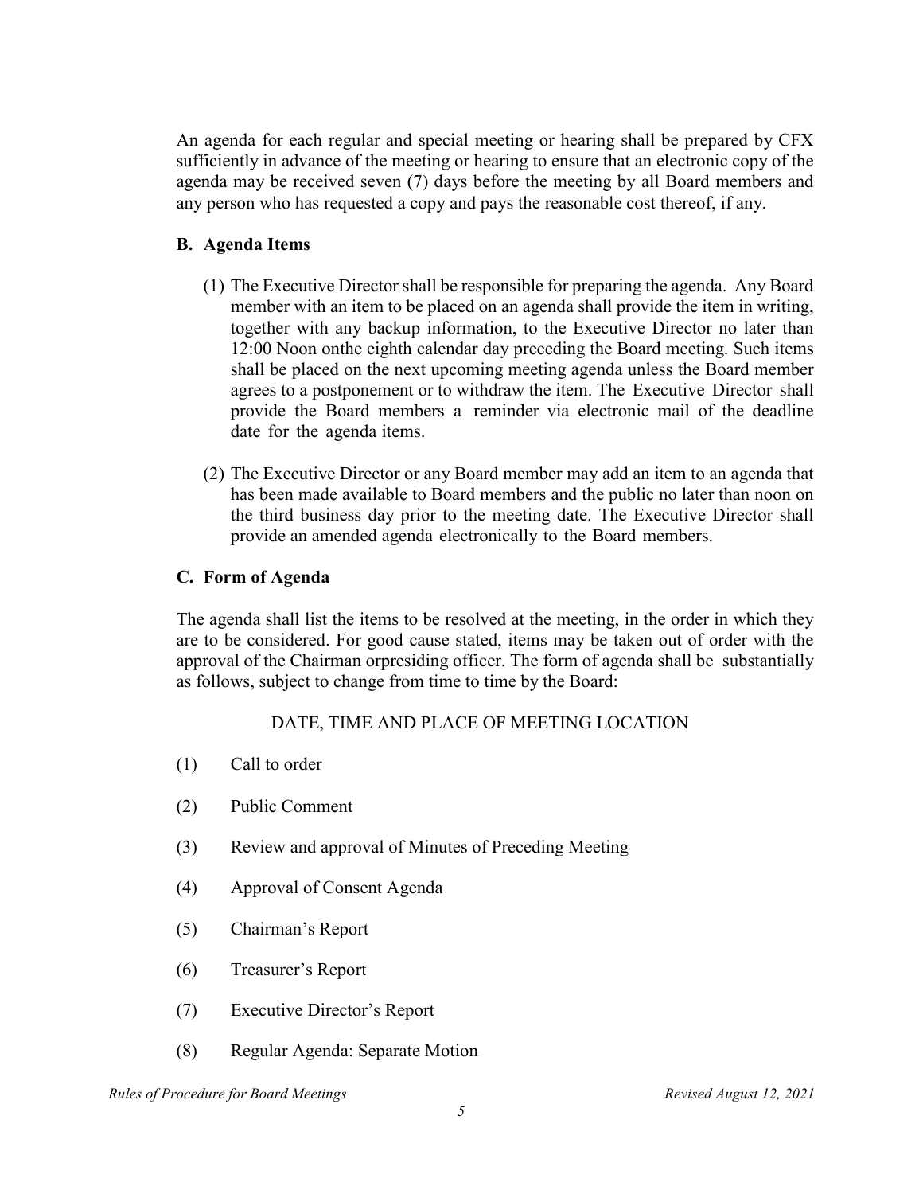An agenda for each regular and special meeting or hearing shall be prepared by CFX sufficiently in advance of the meeting or hearing to ensure that an electronic copy of the agenda may be received seven (7) days before the meeting by all Board members and any person who has requested a copy and pays the reasonable cost thereof, if any.

## B. Agenda Items

(1) The Executive Director shall be responsible for preparing the agenda. Any Board member with an item to be placed on an agenda shall provide the item in writing, together with any backup information, to the Executive Director no later than 12:00 Noon onthe eighth calendar day preceding the Board meeting. Such items shall be placed on the next upcoming meeting agenda unless the Board member agrees to a postponement or to withdraw the item. The Executive Director shall provide the Board members a reminder via electronic mail of the deadline date for the agenda items.

(2) The Executive Director or any Board member may add an item to an agenda that has been made available to Board members and the public no later than noon on the third business day prior to the meeting date. The Executive Director shall provide an amended agenda electronically to the Board members.

## C. Form of Agenda

The agenda shall list the items to be resolved at the meeting, in the order in which they are to be considered. For good cause stated, items may be taken out of order with the approval of the Chairman orpresiding officer. The form of agenda shall be substantially as follows, subject to change from time to time by the Board:

DATE, TIME AND PLACE OF MEETING LOCATION

(1) Call to order

(2) Public Comment

(3) Review and approval of Minutes of Preceding Meeting

(4) Approval of Consent Agenda

(5) Chairman's Report

(6) Treasurer's Report

(7) Executive Director's Report

(8) Regular Agenda: Separate Motion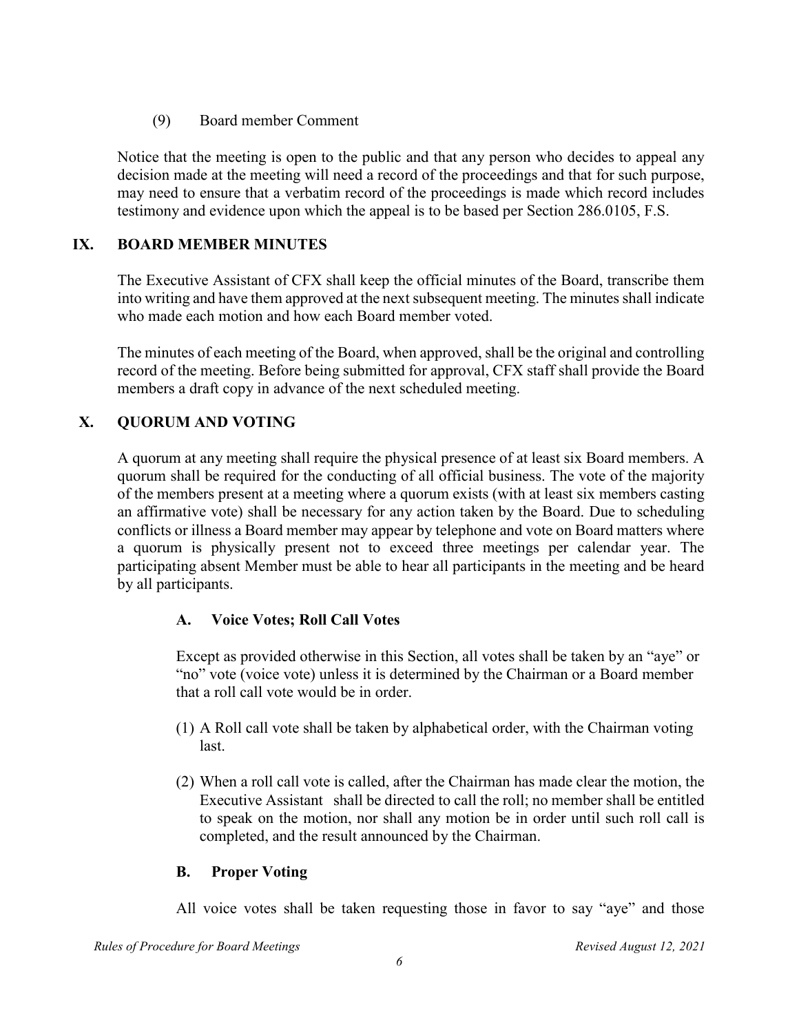(9) Board member Comment

Notice that the meeting is open to the public and that any person who decides to appeal any decision made at the meeting will need a record of the proceedings and that for such purpose, may need to ensure that a verbatim record of the proceedings is made which record includes testimony and evidence upon which the appeal is to be based per Section 286.0105, F.S.

## IX. BOARD MEMBER MINUTES

The Executive Assistant of CFX shall keep the official minutes of the Board, transcribe them into writing and have them approved at the next subsequent meeting. The minutes shall indicate who made each motion and how each Board member voted.

The minutes of each meeting of the Board, when approved, shall be the original and controlling record of the meeting. Before being submitted for approval, CFX staff shall provide the Board members a draft copy in advance of the next scheduled meeting.

## X. QUORUM AND VOTING

A quorum at any meeting shall require the physical presence of at least six Board members. A quorum shall be required for the conducting of all official business. The vote of the majority of the members present at a meeting where a quorum exists (with at least six members casting an affirmative vote) shall be necessary for any action taken by the Board. Due to scheduling conflicts or illness a Board member may appear by telephone and vote on Board matters where a quorum is physically present not to exceed three meetings per calendar year. The participating absent Member must be able to hear all participants in the meeting and be heard by all participants.

### A. Voice Votes; Roll Call Votes

Except as provided otherwise in this Section, all votes shall be taken by an "aye" or "no" vote (voice vote) unless it is determined by the Chairman or a Board member that a roll call vote would be in order.

(1) A Roll call vote shall be taken by alphabetical order, with the Chairman voting last.

(2) When a roll call vote is called, after the Chairman has made clear the motion, the Executive Assistant shall be directed to call the roll; no member shall be entitled to speak on the motion, nor shall any motion be in order until such roll call is completed, and the result announced by the Chairman.

### B. Proper Voting

All voice votes shall be taken requesting those in favor to say "aye" and those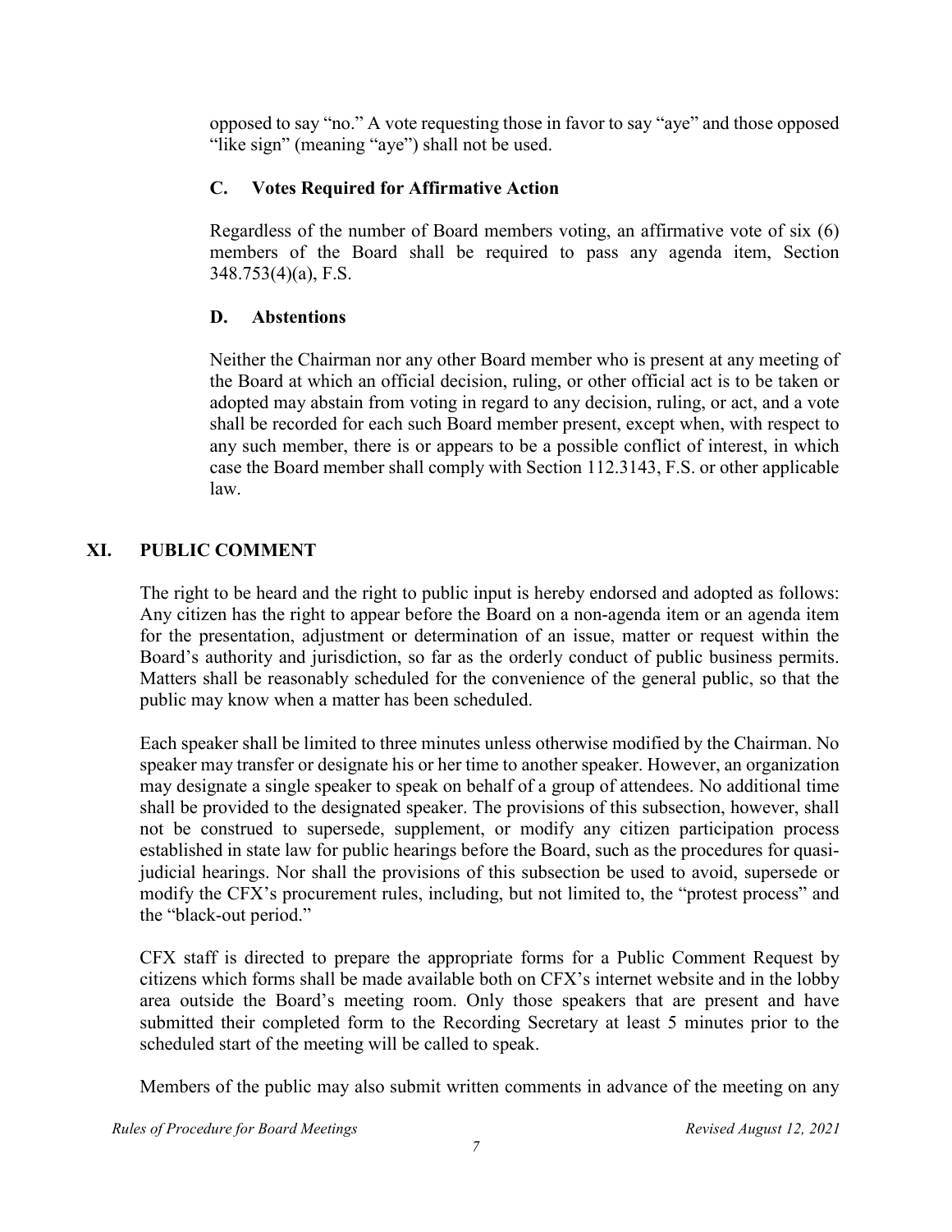opposed to say "no." A vote requesting those in favor to say "aye" and those opposed "like sign" (meaning "aye") shall not be used.

### C. Votes Required for Affirmative Action

Regardless of the number of Board members voting, an affirmative vote of six (6) members of the Board shall be required to pass any agenda item, Section 348.753(4)(a), F.S.

### D. Abstentions

Neither the Chairman nor any other Board member who is present at any meeting of the Board at which an official decision, ruling, or other official act is to be taken or adopted may abstain from voting in regard to any decision, ruling, or act, and a vote shall be recorded for each such Board member present, except when, with respect to any such member, there is or appears to be a possible conflict of interest, in which case the Board member shall comply with Section 112.3143, F.S. or other applicable law.

## XI. PUBLIC COMMENT

The right to be heard and the right to public input is hereby endorsed and adopted as follows: Any citizen has the right to appear before the Board on a non-agenda item or an agenda item for the presentation, adjustment or determination of an issue, matter or request within the Board's authority and jurisdiction, so far as the orderly conduct of public business permits. Matters shall be reasonably scheduled for the convenience of the general public, so that the public may know when a matter has been scheduled.

Each speaker shall be limited to three minutes unless otherwise modified by the Chairman. No speaker may transfer or designate his or her time to another speaker. However, an organization may designate a single speaker to speak on behalf of a group of attendees. No additional time shall be provided to the designated speaker. The provisions of this subsection, however, shall not be construed to supersede, supplement, or modify any citizen participation process established in state law for public hearings before the Board, such as the procedures for quasi-judicial hearings. Nor shall the provisions of this subsection be used to avoid, supersede or modify the CFX's procurement rules, including, but not limited to, the "protest process" and the "black-out period."

CFX staff is directed to prepare the appropriate forms for a Public Comment Request by citizens which forms shall be made available both on CFX's internet website and in the lobby area outside the Board's meeting room. Only those speakers that are present and have submitted their completed form to the Recording Secretary at least 5 minutes prior to the scheduled start of the meeting will be called to speak.

Members of the public may also submit written comments in advance of the meeting on any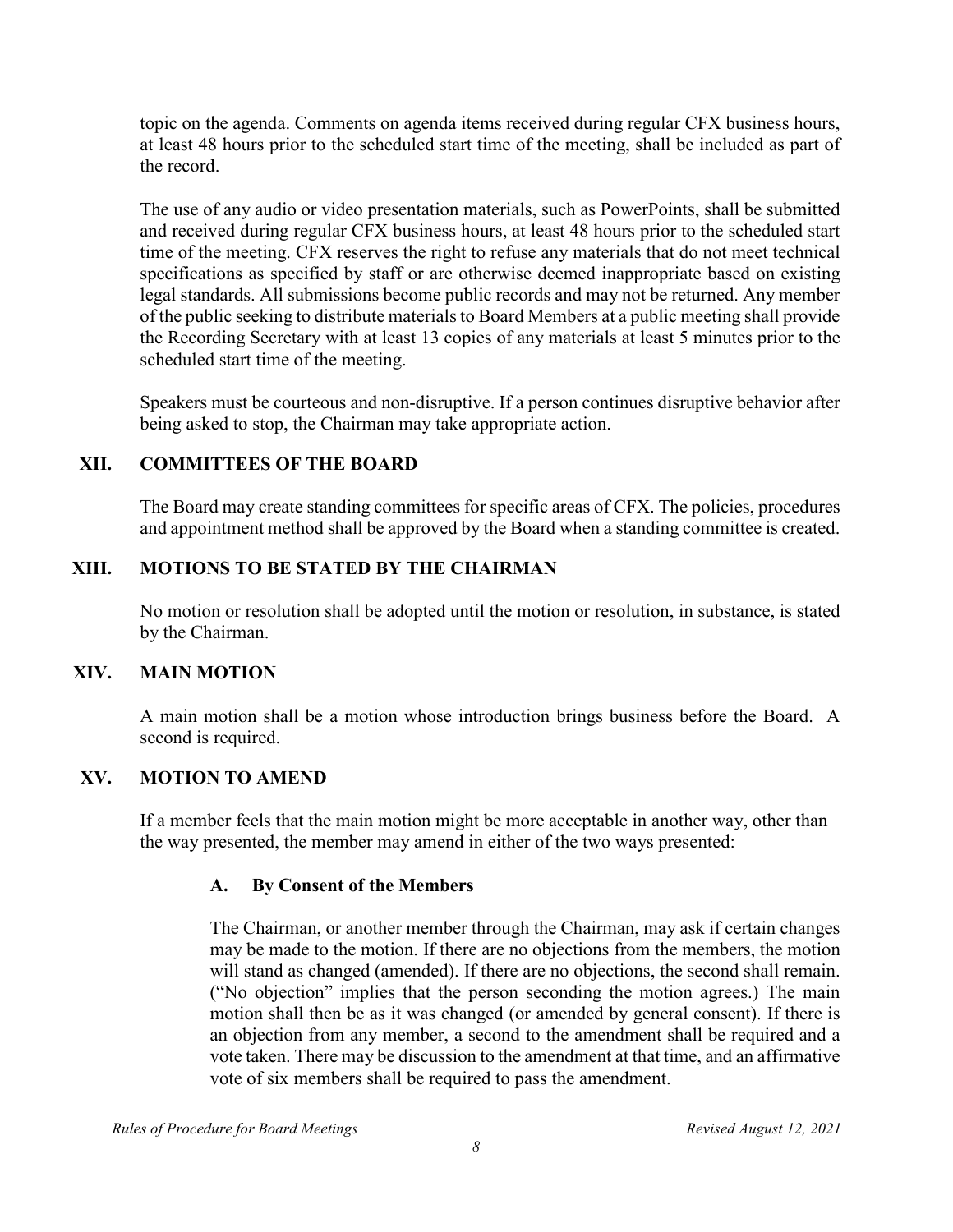topic on the agenda. Comments on agenda items received during regular CFX business hours, at least 48 hours prior to the scheduled start time of the meeting, shall be included as part of the record.

The use of any audio or video presentation materials, such as PowerPoints, shall be submitted and received during regular CFX business hours, at least 48 hours prior to the scheduled start time of the meeting. CFX reserves the right to refuse any materials that do not meet technical specifications as specified by staff or are otherwise deemed inappropriate based on existing legal standards. All submissions become public records and may not be returned. Any member of the public seeking to distribute materials to Board Members at a public meeting shall provide the Recording Secretary with at least 13 copies of any materials at least 5 minutes prior to the scheduled start time of the meeting.

Speakers must be courteous and non-disruptive. If a person continues disruptive behavior after being asked to stop, the Chairman may take appropriate action.

## XII. COMMITTEES OF THE BOARD

The Board may create standing committees for specific areas of CFX. The policies, procedures and appointment method shall be approved by the Board when a standing committee is created.

## XIII. MOTIONS TO BE STATED BY THE CHAIRMAN

No motion or resolution shall be adopted until the motion or resolution, in substance, is stated by the Chairman.

## XIV. MAIN MOTION

A main motion shall be a motion whose introduction brings business before the Board. A second is required.

## XV. MOTION TO AMEND

If a member feels that the main motion might be more acceptable in another way, other than the way presented, the member may amend in either of the two ways presented:

### A. By Consent of the Members

The Chairman, or another member through the Chairman, may ask if certain changes may be made to the motion. If there are no objections from the members, the motion will stand as changed (amended). If there are no objections, the second shall remain. ("No objection" implies that the person seconding the motion agrees.) The main motion shall then be as it was changed (or amended by general consent). If there is an objection from any member, a second to the amendment shall be required and a vote taken. There may be discussion to the amendment at that time, and an affirmative vote of six members shall be required to pass the amendment.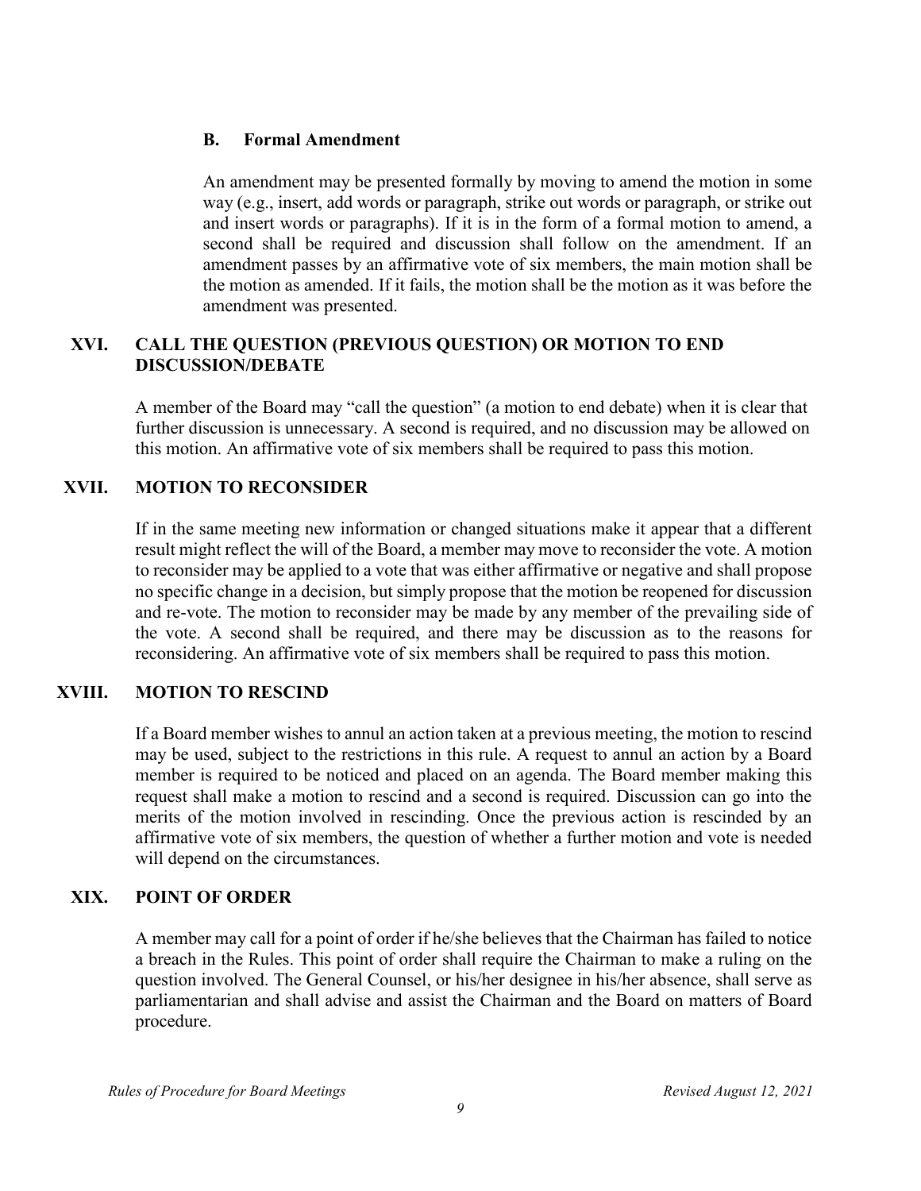### B. Formal Amendment

An amendment may be presented formally by moving to amend the motion in some way (e.g., insert, add words or paragraph, strike out words or paragraph, or strike out and insert words or paragraphs). If it is in the form of a formal motion to amend, a second shall be required and discussion shall follow on the amendment. If an amendment passes by an affirmative vote of six members, the main motion shall be the motion as amended. If it fails, the motion shall be the motion as it was before the amendment was presented.

## XVI. CALL THE QUESTION (PREVIOUS QUESTION) OR MOTION TO END DISCUSSION/DEBATE

A member of the Board may "call the question" (a motion to end debate) when it is clear that further discussion is unnecessary. A second is required, and no discussion may be allowed on this motion. An affirmative vote of six members shall be required to pass this motion.

## XVII. MOTION TO RECONSIDER

If in the same meeting new information or changed situations make it appear that a different result might reflect the will of the Board, a member may move to reconsider the vote. A motion to reconsider may be applied to a vote that was either affirmative or negative and shall propose no specific change in a decision, but simply propose that the motion be reopened for discussion and re-vote. The motion to reconsider may be made by any member of the prevailing side of the vote. A second shall be required, and there may be discussion as to the reasons for reconsidering. An affirmative vote of six members shall be required to pass this motion.

## XVIII. MOTION TO RESCIND

If a Board member wishes to annul an action taken at a previous meeting, the motion to rescind may be used, subject to the restrictions in this rule. A request to annul an action by a Board member is required to be noticed and placed on an agenda. The Board member making this request shall make a motion to rescind and a second is required. Discussion can go into the merits of the motion involved in rescinding. Once the previous action is rescinded by an affirmative vote of six members, the question of whether a further motion and vote is needed will depend on the circumstances.

## XIX. POINT OF ORDER

A member may call for a point of order if he/she believes that the Chairman has failed to notice a breach in the Rules. This point of order shall require the Chairman to make a ruling on the question involved. The General Counsel, or his/her designee in his/her absence, shall serve as parliamentarian and shall advise and assist the Chairman and the Board on matters of Board procedure.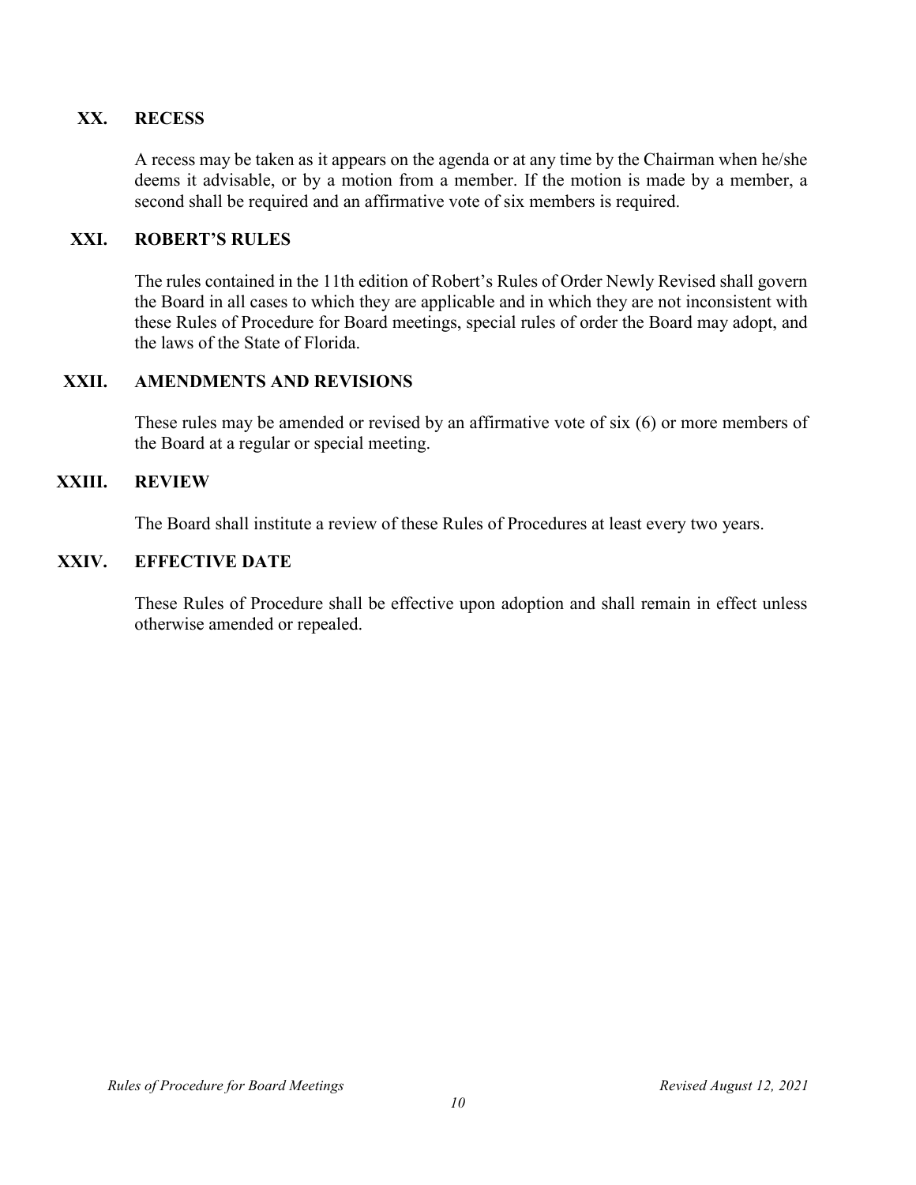## XX. RECESS

A recess may be taken as it appears on the agenda or at any time by the Chairman when he/she deems it advisable, or by a motion from a member. If the motion is made by a member, a second shall be required and an affirmative vote of six members is required.

## XXI. ROBERT'S RULES

The rules contained in the 11th edition of Robert's Rules of Order Newly Revised shall govern the Board in all cases to which they are applicable and in which they are not inconsistent with these Rules of Procedure for Board meetings, special rules of order the Board may adopt, and the laws of the State of Florida.

## XXII. AMENDMENTS AND REVISIONS

These rules may be amended or revised by an affirmative vote of six (6) or more members of the Board at a regular or special meeting.

## XXIII. REVIEW

The Board shall institute a review of these Rules of Procedures at least every two years.

## XXIV. EFFECTIVE DATE

These Rules of Procedure shall be effective upon adoption and shall remain in effect unless otherwise amended or repealed.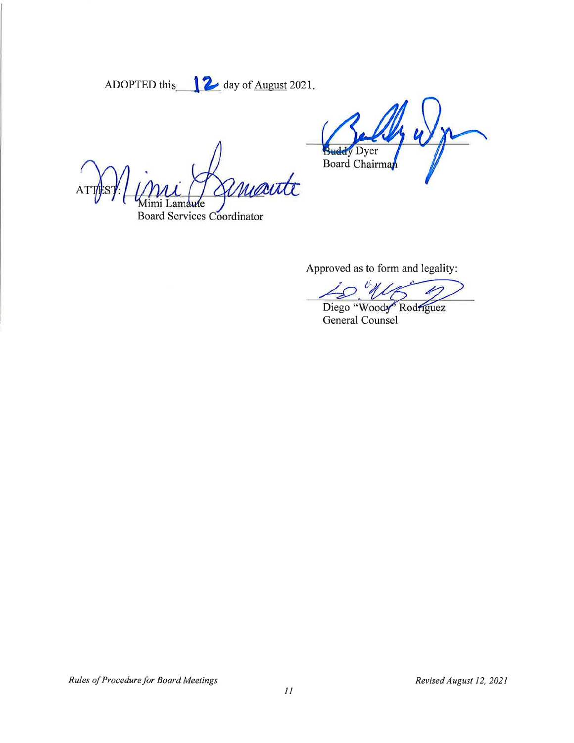ADOPTED this 12 day of August 2021.

Buddy Dyer
Board Chairman

ATTEST:
Mimi Lamaute
Board Services Coordinator

Approved as to form and legality:

Diego "Woody" Rodriguez
General Counsel